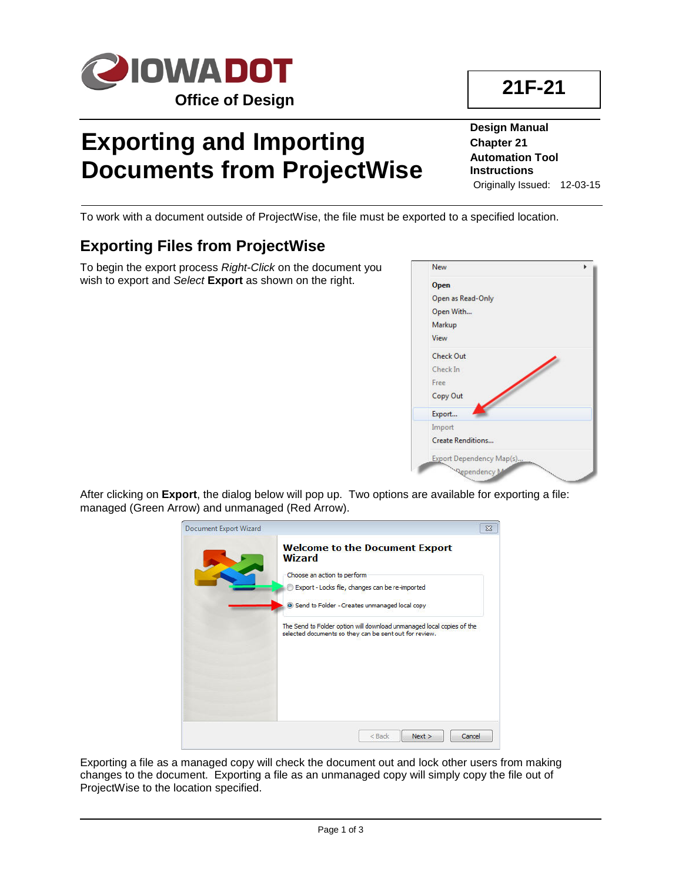# Exporting and Importing Documents from ProjectWise

**21F-21**

**Design Manual**
**Chapter 21**
**Automation Tool Instructions**

Originally Issued: 12-03-15

To work with a document outside of ProjectWise, the file must be exported to a specified location.

## Exporting Files from ProjectWise

To begin the export process *Right-Click* on the document you wish to export and *Select* **Export** as shown on the right.

After clicking on **Export**, the dialog below will pop up. Two options are available for exporting a file: managed (Green Arrow) and unmanaged (Red Arrow).

Exporting a file as a managed copy will check the document out and lock other users from making changes to the document. Exporting a file as an unmanaged copy will simply copy the file out of ProjectWise to the location specified.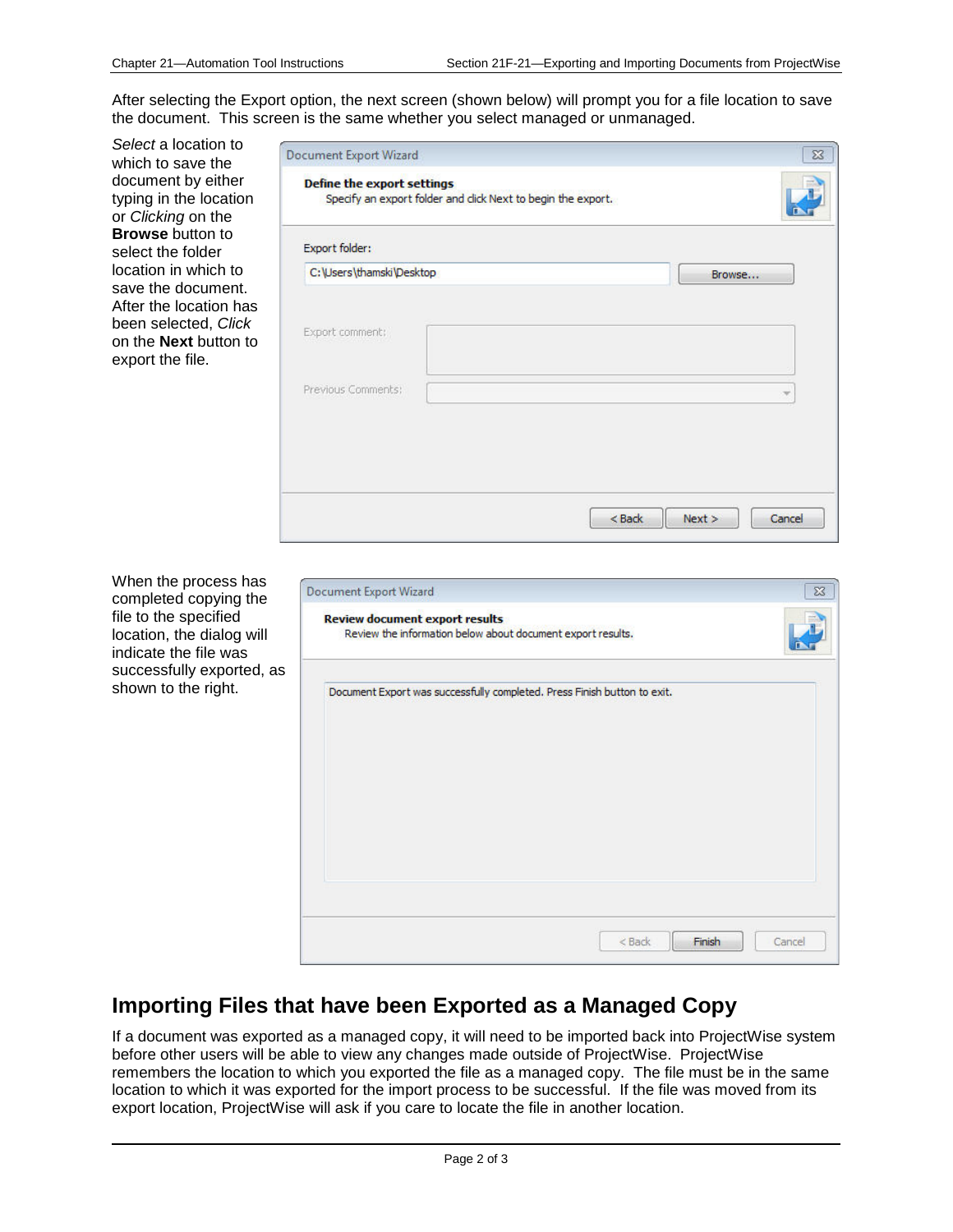After selecting the Export option, the next screen (shown below) will prompt you for a file location to save the document. This screen is the same whether you select managed or unmanaged.

*Select* a location to which to save the document by either typing in the location or *Clicking* on the **Browse** button to select the folder location in which to save the document. After the location has been selected, *Click* on the **Next** button to export the file.

When the process has completed copying the file to the specified location, the dialog will indicate the file was successfully exported, as shown to the right.

## Importing Files that have been Exported as a Managed Copy

If a document was exported as a managed copy, it will need to be imported back into ProjectWise system before other users will be able to view any changes made outside of ProjectWise. ProjectWise remembers the location to which you exported the file as a managed copy. The file must be in the same location to which it was exported for the import process to be successful. If the file was moved from its export location, ProjectWise will ask if you care to locate the file in another location.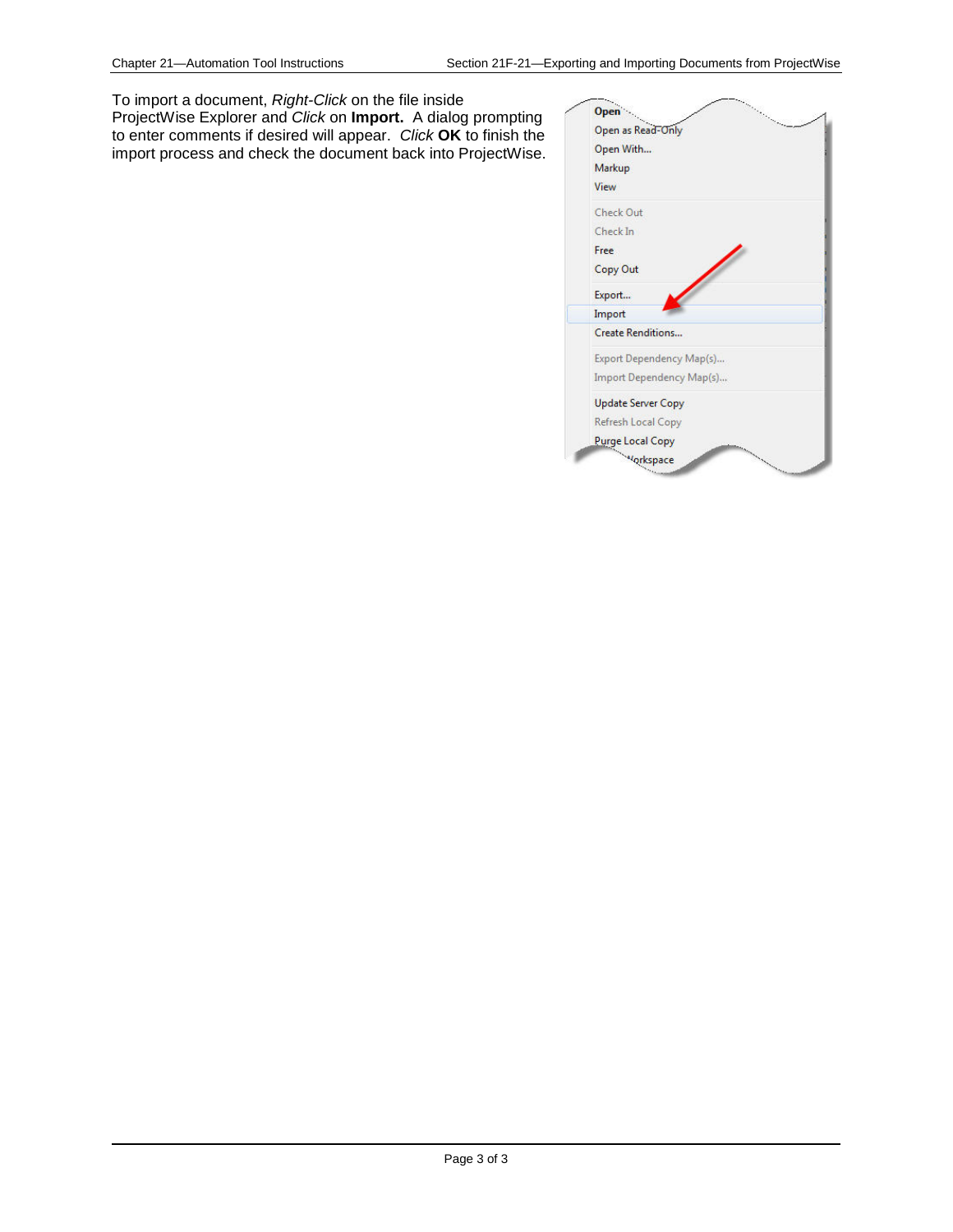To import a document, *Right-Click* on the file inside ProjectWise Explorer and *Click* on **Import.** A dialog prompting to enter comments if desired will appear. *Click* **OK** to finish the import process and check the document back into ProjectWise.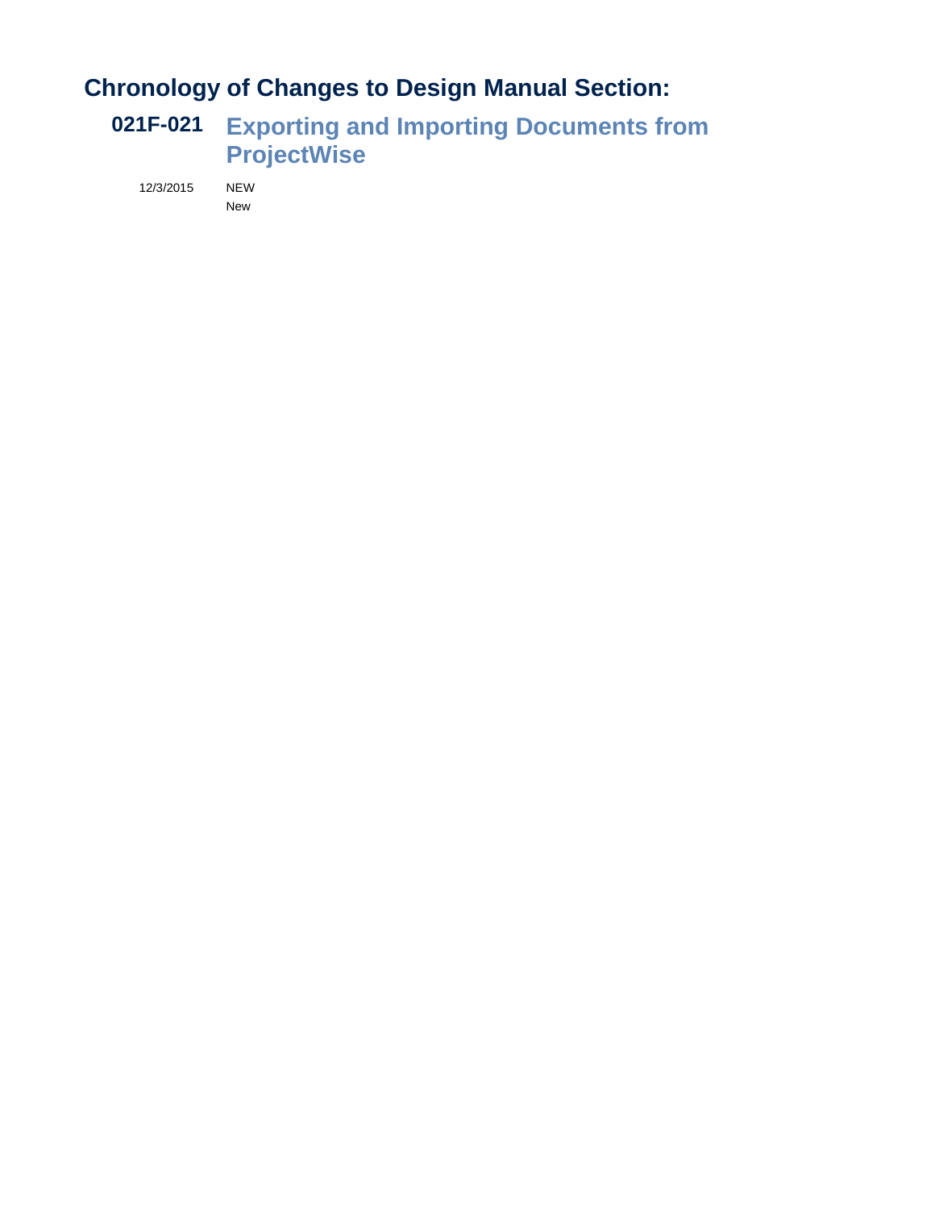# Chronology of Changes to Design Manual Section:

## 021F-021 Exporting and Importing Documents from ProjectWise

| | |
|---|---|
| 12/3/2015 | NEW |
| | New |